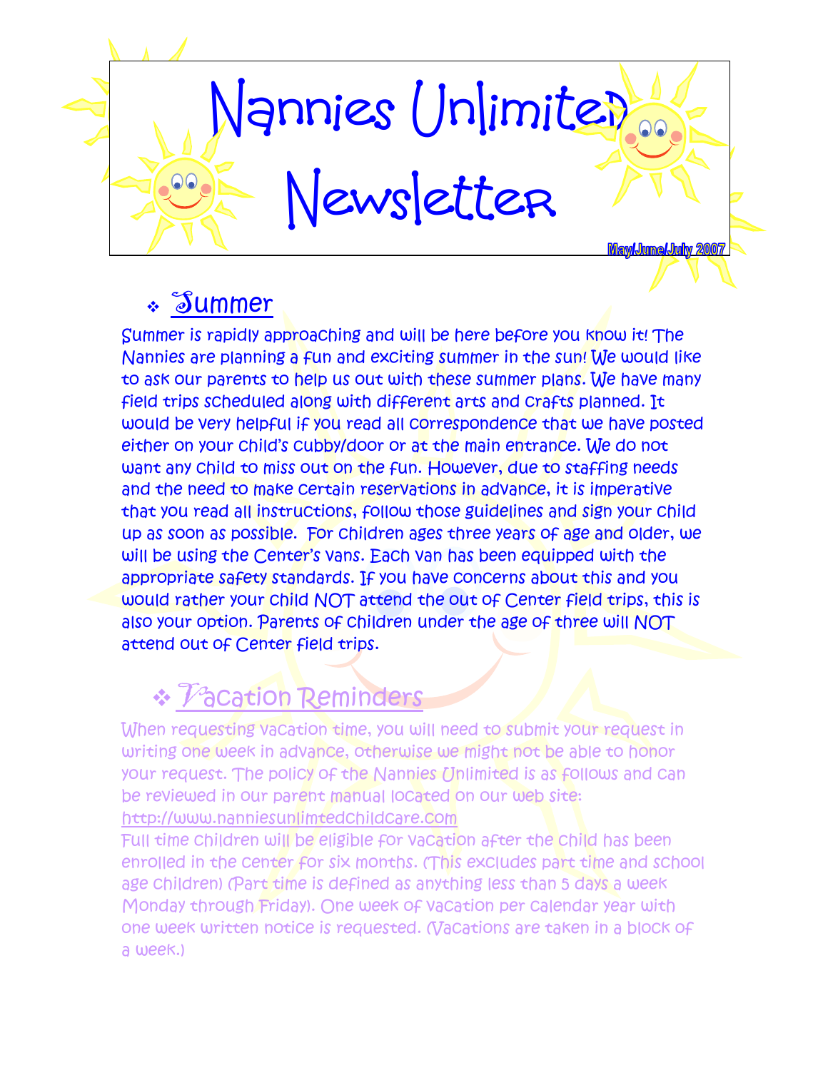# Nannies Unlimited Newsletter

May/June/July 2007

## Summer

Summer is rapidly approaching and will be here before you know it! The Nannies are planning a fun and exciting summer in the sun! We would like to ask our parents to help us out with these summer plans. We have many field trips scheduled along with different arts and crafts planned. It would be very helpful if you read all correspondence that we have posted either on your child's cubby/door or at the main entrance. We do not want any child to miss out on the fun. However, due to staffing needs and the need to make certain reservations in advance, it is imperative that you read all instructions, follow those guidelines and sign your child up as soon as possible. For children ages three years of age and older, we will be using the Center's vans. Each van has been equipped with the appropriate safety standards. If you have concerns about this and you would rather your child NOT attend the out of Center field trips, this is also your option. Parents of children under the age of three will NOT attend out of Center field trips.

## Vacation Reminders

When requesting vacation time, you will need to submit your request in writing one week in advance, otherwise we might not be able to honor your request. The policy of the Nannies Unlimited is as follows and can be reviewed in our parent manual located on our web site: http://www.nanniesunlimtedchildcare.com

Full time children will be eligible for vacation after the child has been enrolled in the center for six months. (This excludes part time and school age children) (Part time is defined as anything less than 5 days a week Monday through Friday). One week of vacation per calendar year with one week written notice is requested. (Vacations are taken in a block of a week.)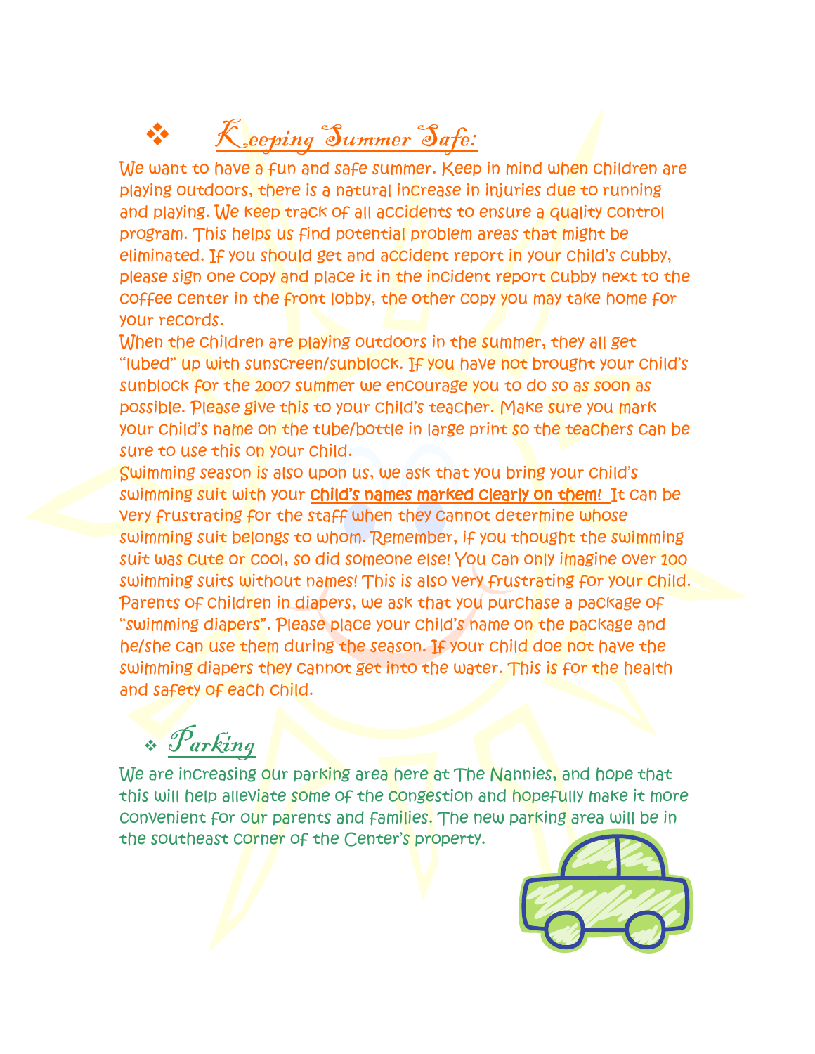## ❖ *Keeping Summer Safe:*

We want to have a fun and safe summer. Keep in mind when children are playing outdoors, there is a natural increase in injuries due to running and playing. We keep track of all accidents to ensure a quality control program. This helps us find potential problem areas that might be eliminated. If you should get and accident report in your child's cubby, please sign one copy and place it in the incident report cubby next to the coffee center in the front lobby, the other copy you may take home for your records.

When the children are playing outdoors in the summer, they all get "lubed" up with sunscreen/sunblock. If you have not brought your child's sunblock for the 2007 summer we encourage you to do so as soon as possible. Please give this to your child's teacher. Make sure you mark your child's name on the tube/bottle in large print so the teachers can be sure to use this on your child.

Swimming season is also upon us, we ask that you bring your child's swimming suit with your **Child's names marked clearly on them!** It can be very frustrating for the staff when they cannot determine whose swimming suit belongs to whom. Remember, if you thought the swimming suit was cute or cool, so did someone else! You can only imagine over 100 swimming suits without names! This is also very frustrating for your child. Parents of children in diapers, we ask that you purchase a package of "swimming diapers". Please place your child's name on the package and he/she can use them during the season. If your child doe not have the swimming diapers they cannot get into the water. This is for the health and safety of each child.

## ❖ *Parking*

We are increasing our parking area here at The Nannies, and hope that this will help alleviate some of the congestion and hopefully make it more convenient for our parents and families. The new parking area will be in the southeast corner of the Center's property.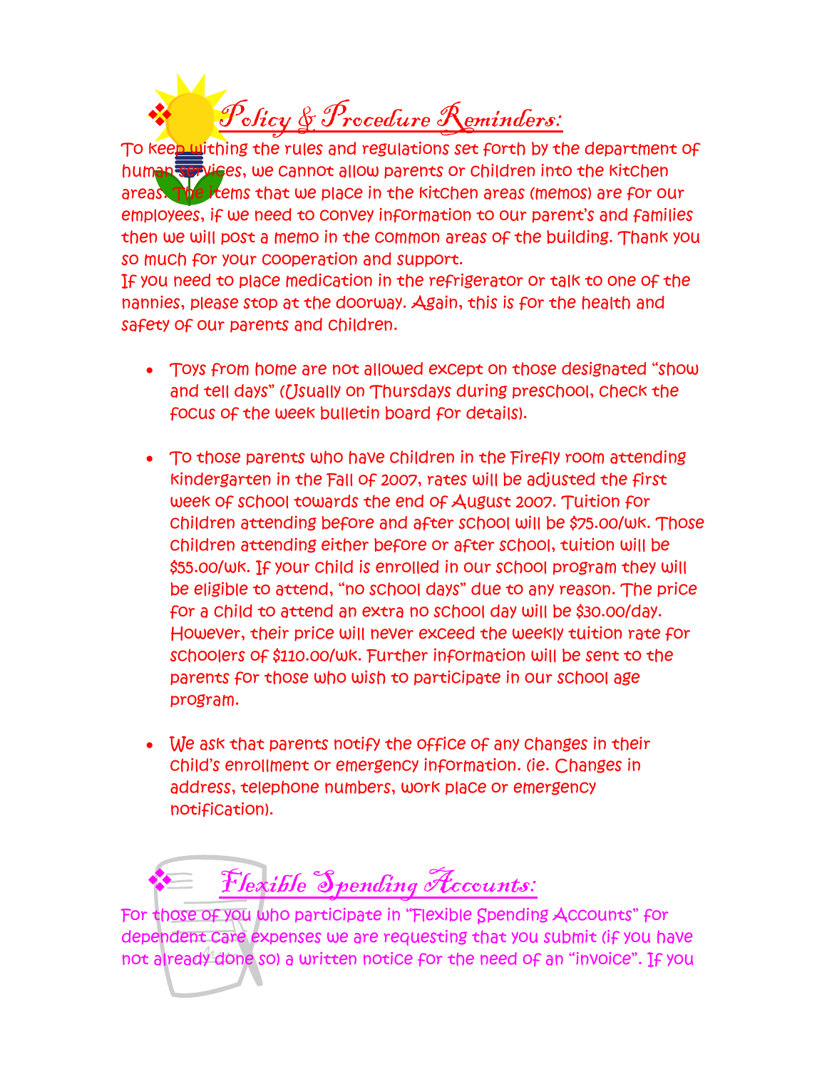## Policy & Procedure Reminders:

To keep withing the rules and regulations set forth by the department of human services, we cannot allow parents or children into the kitchen areas. The items that we place in the kitchen areas (memos) are for our employees, if we need to convey information to our parent's and families then we will post a memo in the common areas of the building. Thank you so much for your cooperation and support.

If you need to place medication in the refrigerator or talk to one of the nannies, please stop at the doorway. Again, this is for the health and safety of our parents and children.

- Toys from home are not allowed except on those designated "show and tell days" (Usually on Thursdays during preschool, check the focus of the week bulletin board for details).

- To those parents who have children in the Firefly room attending kindergarten in the Fall of 2007, rates will be adjusted the first week of school towards the end of August 2007. Tuition for children attending before and after school will be $75.00/wk. Those children attending either before or after school, tuition will be $55.00/wk. If your child is enrolled in our school program they will be eligible to attend, "no school days" due to any reason. The price for a child to attend an extra no school day will be $30.00/day. However, their price will never exceed the weekly tuition rate for schoolers of $110.00/wk. Further information will be sent to the parents for those who wish to participate in our school age program.

- We ask that parents notify the office of any changes in their child's enrollment or emergency information. (ie. Changes in address, telephone numbers, work place or emergency notification).

## Flexible Spending Accounts:

For those of you who participate in "Flexible Spending Accounts" for dependent care expenses we are requesting that you submit (if you have not already done so) a written notice for the need of an "invoice". If you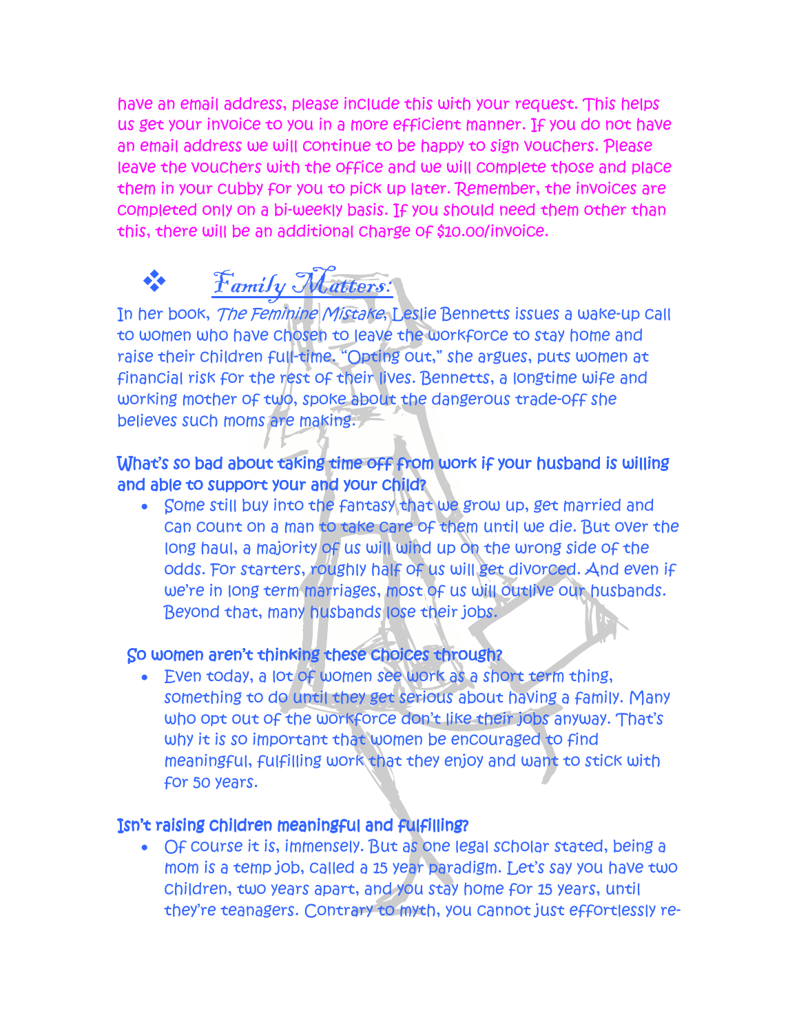have an email address, please include this with your request. This helps us get your invoice to you in a more efficient manner. If you do not have an email address we will continue to be happy to sign vouchers. Please leave the vouchers with the office and we will complete those and place them in your cubby for you to pick up later. Remember, the invoices are completed only on a bi-weekly basis. If you should need them other than this, there will be an additional charge of $10.00/invoice.

## ❖ *Family Matters:*

In her book, *The Feminine Mistake*, Leslie Bennetts issues a wake-up call to women who have chosen to leave the workforce to stay home and raise their children full-time. "Opting out," she argues, puts women at financial risk for the rest of their lives. Bennetts, a longtime wife and working mother of two, spoke about the dangerous trade-off she believes such moms are making.

**What's so bad about taking time off from work if your husband is willing and able to support your and your child?**

- Some still buy into the fantasy that we grow up, get married and can count on a man to take care of them until we die. But over the long haul, a majority of us will wind up on the wrong side of the odds. For starters, roughly half of us will get divorced. And even if we're in long term marriages, most of us will outlive our husbands. Beyond that, many husbands lose their jobs.

**So women aren't thinking these choices through?**

- Even today, a lot of women see work as a short term thing, something to do until they get serious about having a family. Many who opt out of the workforce don't like their jobs anyway. That's why it is so important that women be encouraged to find meaningful, fulfilling work that they enjoy and want to stick with for 50 years.

**Isn't raising children meaningful and fulfilling?**

- Of course it is, immensely. But as one legal scholar stated, being a mom is a temp job, called a 15 year paradigm. Let's say you have two children, two years apart, and you stay home for 15 years, until they're teenagers. Contrary to myth, you cannot just effortlessly re-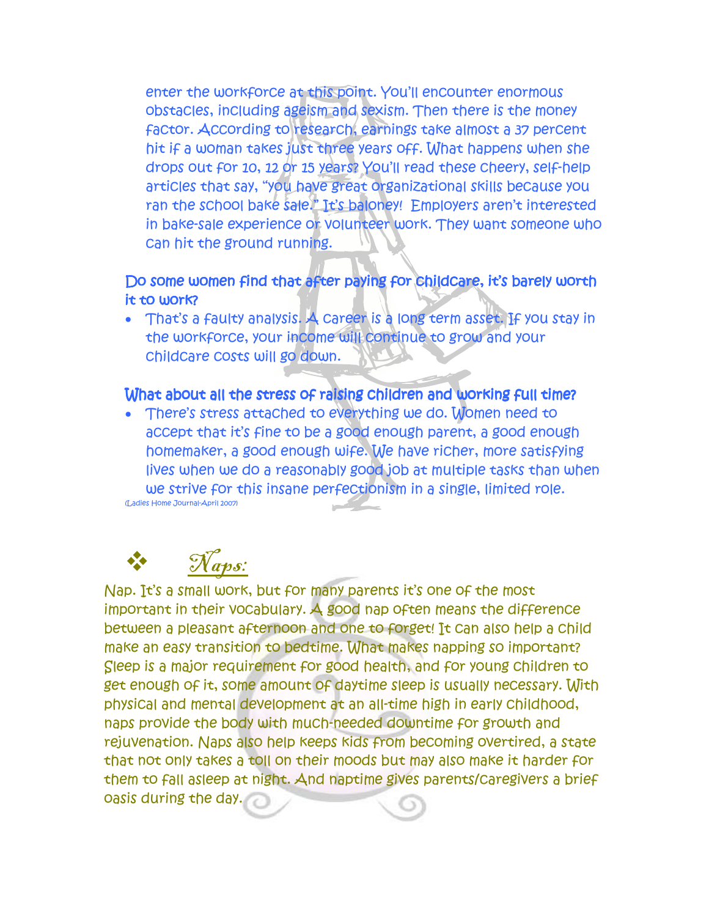enter the workforce at this point. You'll encounter enormous obstacles, including ageism and sexism. Then there is the money factor. According to research, earnings take almost a 37 percent hit if a woman takes just three years off. What happens when she drops out for 10, 12 or 15 years? You'll read these cheery, self-help articles that say, "you have great organizational skills because you ran the school bake sale." It's baloney! Employers aren't interested in bake-sale experience or volunteer work. They want someone who can hit the ground running.

**Do some women find that after paying for childcare, it's barely worth it to work?**

- That's a faulty analysis. A career is a long term asset. If you stay in the workforce, your income will continue to grow and your childcare costs will go down.

**What about all the stress of raising children and working full time?**

- There's stress attached to everything we do. Women need to accept that it's fine to be a good enough parent, a good enough homemaker, a good enough wife. We have richer, more satisfying lives when we do a reasonably good job at multiple tasks than when we strive for this insane perfectionism in a single, limited role.

(Ladies Home Journal-April 2007)

## ❖ *Naps:*

Nap. It's a small work, but for many parents it's one of the most important in their vocabulary. A good nap often means the difference between a pleasant afternoon and one to forget! It can also help a child make an easy transition to bedtime. What makes napping so important? Sleep is a major requirement for good health, and for young children to get enough of it, some amount of daytime sleep is usually necessary. With physical and mental development at an all-time high in early childhood, naps provide the body with much-needed downtime for growth and rejuvenation. Naps also help keeps kids from becoming overtired, a state that not only takes a toll on their moods but may also make it harder for them to fall asleep at night. And naptime gives parents/caregivers a brief oasis during the day.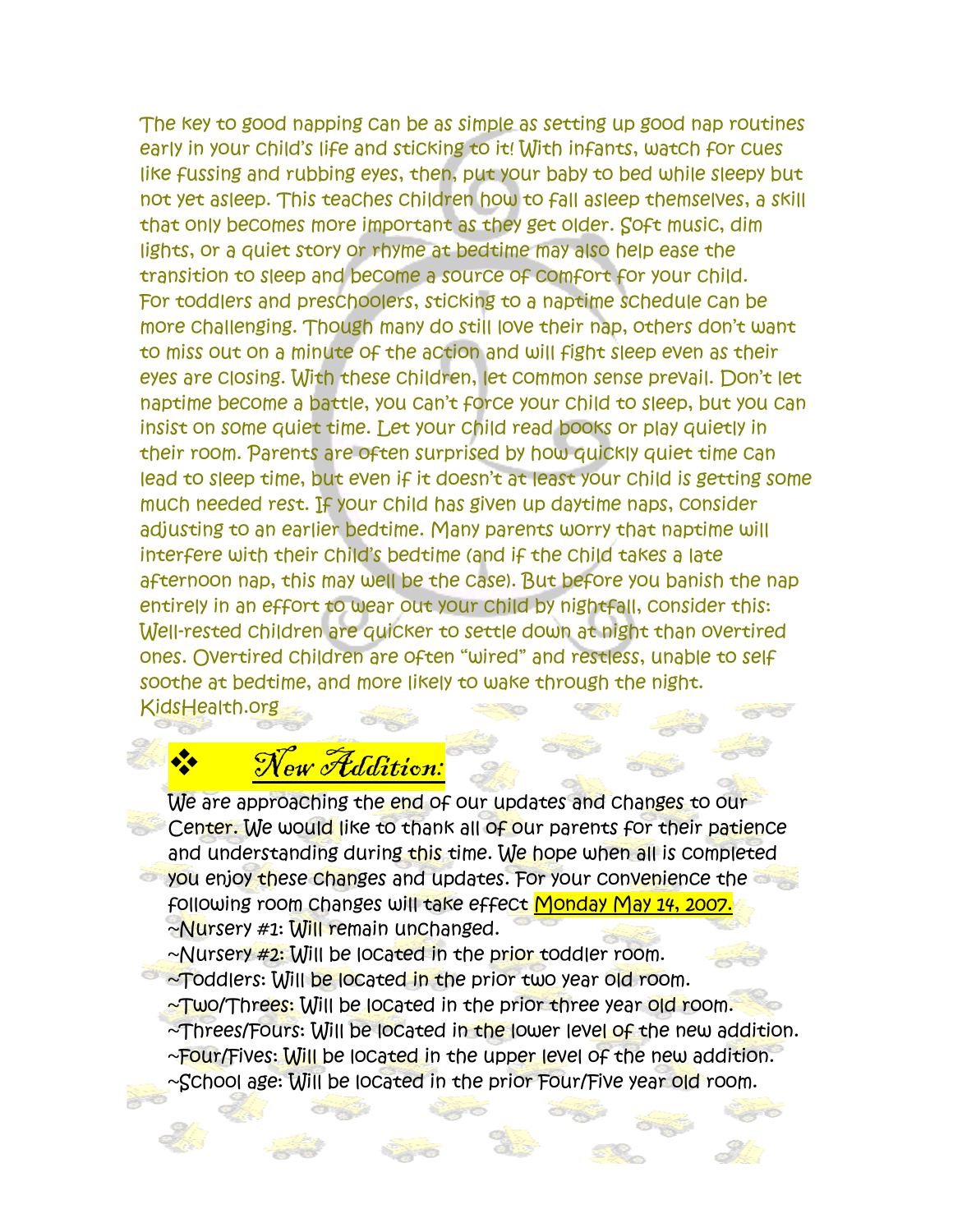The key to good napping can be as simple as setting up good nap routines early in your child's life and sticking to it! With infants, watch for cues like fussing and rubbing eyes, then, put your baby to bed while sleepy but not yet asleep. This teaches children how to fall asleep themselves, a skill that only becomes more important as they get older. Soft music, dim lights, or a quiet story or rhyme at bedtime may also help ease the transition to sleep and become a source of comfort for your child. For toddlers and preschoolers, sticking to a naptime schedule can be more challenging. Though many do still love their nap, others don't want to miss out on a minute of the action and will fight sleep even as their eyes are closing. With these children, let common sense prevail. Don't let naptime become a battle, you can't force your child to sleep, but you can insist on some quiet time. Let your child read books or play quietly in their room. Parents are often surprised by how quickly quiet time can lead to sleep time, but even if it doesn't at least your child is getting some much needed rest. If your child has given up daytime naps, consider adjusting to an earlier bedtime. Many parents worry that naptime will interfere with their child's bedtime (and if the child takes a late afternoon nap, this may well be the case). But before you banish the nap entirely in an effort to wear out your child by nightfall, consider this: Well-rested children are quicker to settle down at night than overtired ones. Overtired children are often "wired" and restless, unable to self soothe at bedtime, and more likely to wake through the night. KidsHealth.org

## *New Addition:*

We are approaching the end of our updates and changes to our Center. We would like to thank all of our parents for their patience and understanding during this time. We hope when all is completed you enjoy these changes and updates. For your convenience the following room changes will take effect Monday May 14, 2007.

~Nursery #1: Will remain unchanged.
~Nursery #2: Will be located in the prior toddler room.
~Toddlers: Will be located in the prior two year old room.
~Two/Threes: Will be located in the prior three year old room.
~Threes/Fours: Will be located in the lower level of the new addition.
~Four/Fives: Will be located in the upper level of the new addition.
~School age: Will be located in the prior Four/Five year old room.